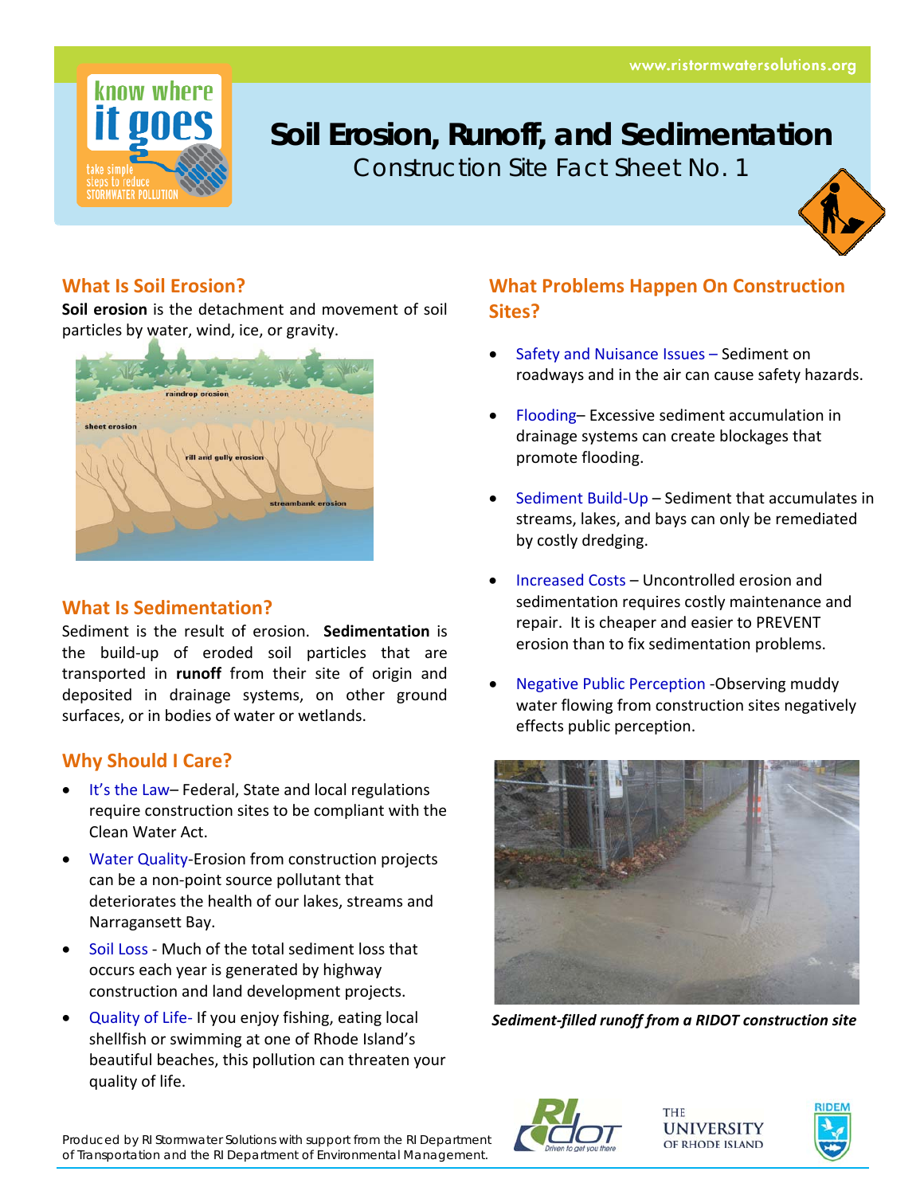# Soil Erosion, Runoff, and Sedimentation

Construction Site Fact Sheet No. 1

## What Is Soil Erosion?

**Soil erosion** is the detachment and movement of soil particles by water, wind, ice, or gravity.

raindrop erosion

sheet erosion

rill and gully erosion

streambank erosion

## What Is Sedimentation?

Sediment is the result of erosion. **Sedimentation** is the build-up of eroded soil particles that are transported in **runoff** from their site of origin and deposited in drainage systems, on other ground surfaces, or in bodies of water or wetlands.

## Why Should I Care?

- It's the Law– Federal, State and local regulations require construction sites to be compliant with the Clean Water Act.
- Water Quality-Erosion from construction projects can be a non-point source pollutant that deteriorates the health of our lakes, streams and Narragansett Bay.
- Soil Loss - Much of the total sediment loss that occurs each year is generated by highway construction and land development projects.
- Quality of Life- If you enjoy fishing, eating local shellfish or swimming at one of Rhode Island's beautiful beaches, this pollution can threaten your quality of life.

## What Problems Happen On Construction Sites?

- Safety and Nuisance Issues – Sediment on roadways and in the air can cause safety hazards.
- Flooding– Excessive sediment accumulation in drainage systems can create blockages that promote flooding.
- Sediment Build-Up – Sediment that accumulates in streams, lakes, and bays can only be remediated by costly dredging.
- Increased Costs – Uncontrolled erosion and sedimentation requires costly maintenance and repair. It is cheaper and easier to PREVENT erosion than to fix sedimentation problems.
- Negative Public Perception -Observing muddy water flowing from construction sites negatively effects public perception.

*Sediment-filled runoff from a RIDOT construction site*

Produced by RI Stormwater Solutions with support from the RI Department of Transportation and the RI Department of Environmental Management.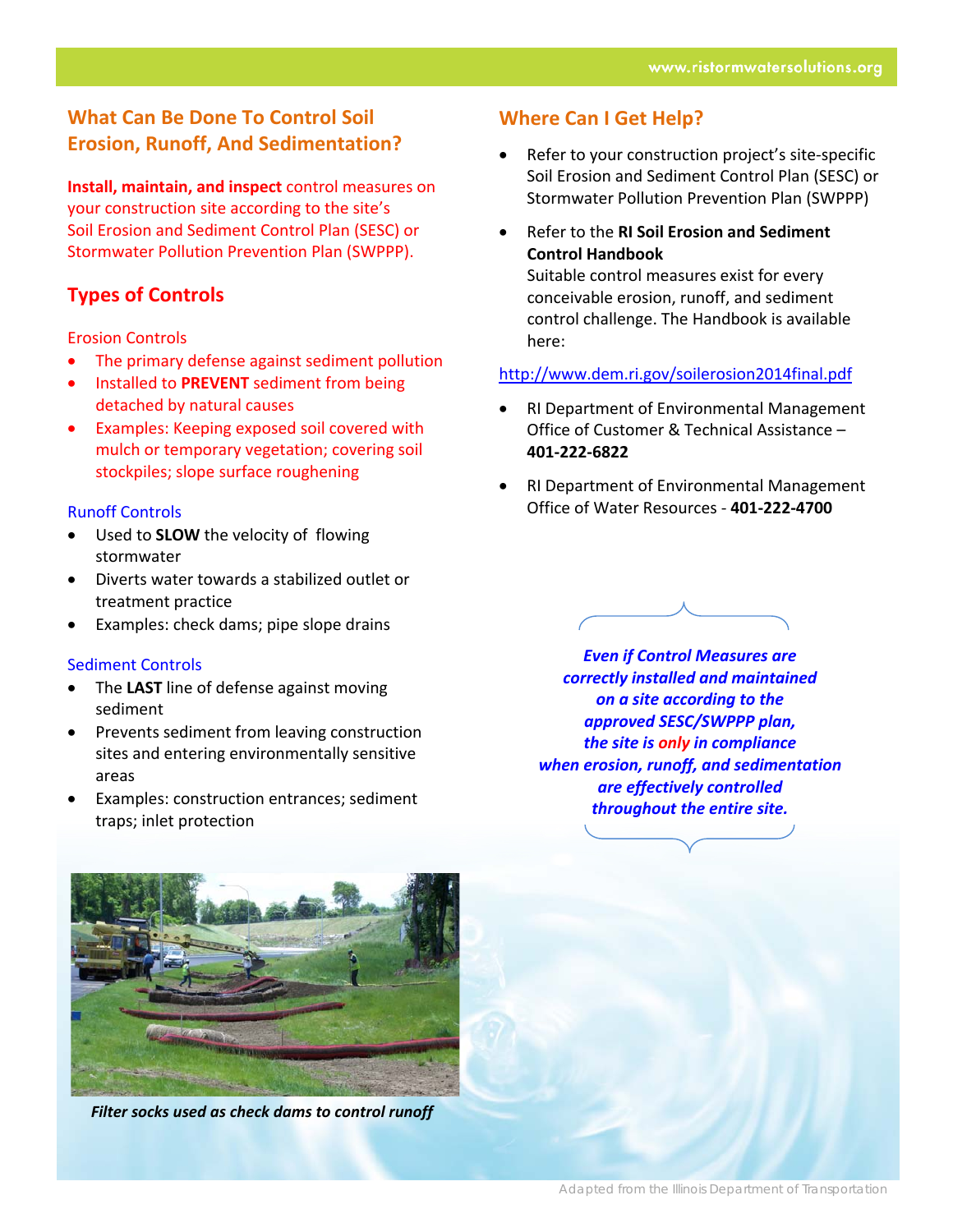## What Can Be Done To Control Soil Erosion, Runoff, And Sedimentation?

**Install, maintain, and inspect** control measures on your construction site according to the site's Soil Erosion and Sediment Control Plan (SESC) or Stormwater Pollution Prevention Plan (SWPPP).

## Types of Controls

### Erosion Controls

- The primary defense against sediment pollution
- Installed to **PREVENT** sediment from being detached by natural causes
- Examples: Keeping exposed soil covered with mulch or temporary vegetation; covering soil stockpiles; slope surface roughening

### Runoff Controls

- Used to **SLOW** the velocity of flowing stormwater
- Diverts water towards a stabilized outlet or treatment practice
- Examples: check dams; pipe slope drains

### Sediment Controls

- The **LAST** line of defense against moving sediment
- Prevents sediment from leaving construction sites and entering environmentally sensitive areas
- Examples: construction entrances; sediment traps; inlet protection

*Filter socks used as check dams to control runoff*

## Where Can I Get Help?

- Refer to your construction project's site-specific Soil Erosion and Sediment Control Plan (SESC) or Stormwater Pollution Prevention Plan (SWPPP)
- Refer to the **RI Soil Erosion and Sediment Control Handbook**
  Suitable control measures exist for every conceivable erosion, runoff, and sediment control challenge. The Handbook is available here:

http://www.dem.ri.gov/soilerosion2014final.pdf

- RI Department of Environmental Management Office of Customer & Technical Assistance – **401-222-6822**
- RI Department of Environmental Management Office of Water Resources - **401-222-4700**

***Even if Control Measures are correctly installed and maintained on a site according to the approved SESC/SWPPP plan, the site is only in compliance when erosion, runoff, and sedimentation are effectively controlled throughout the entire site.***

Adapted from the Illinois Department of Transportation